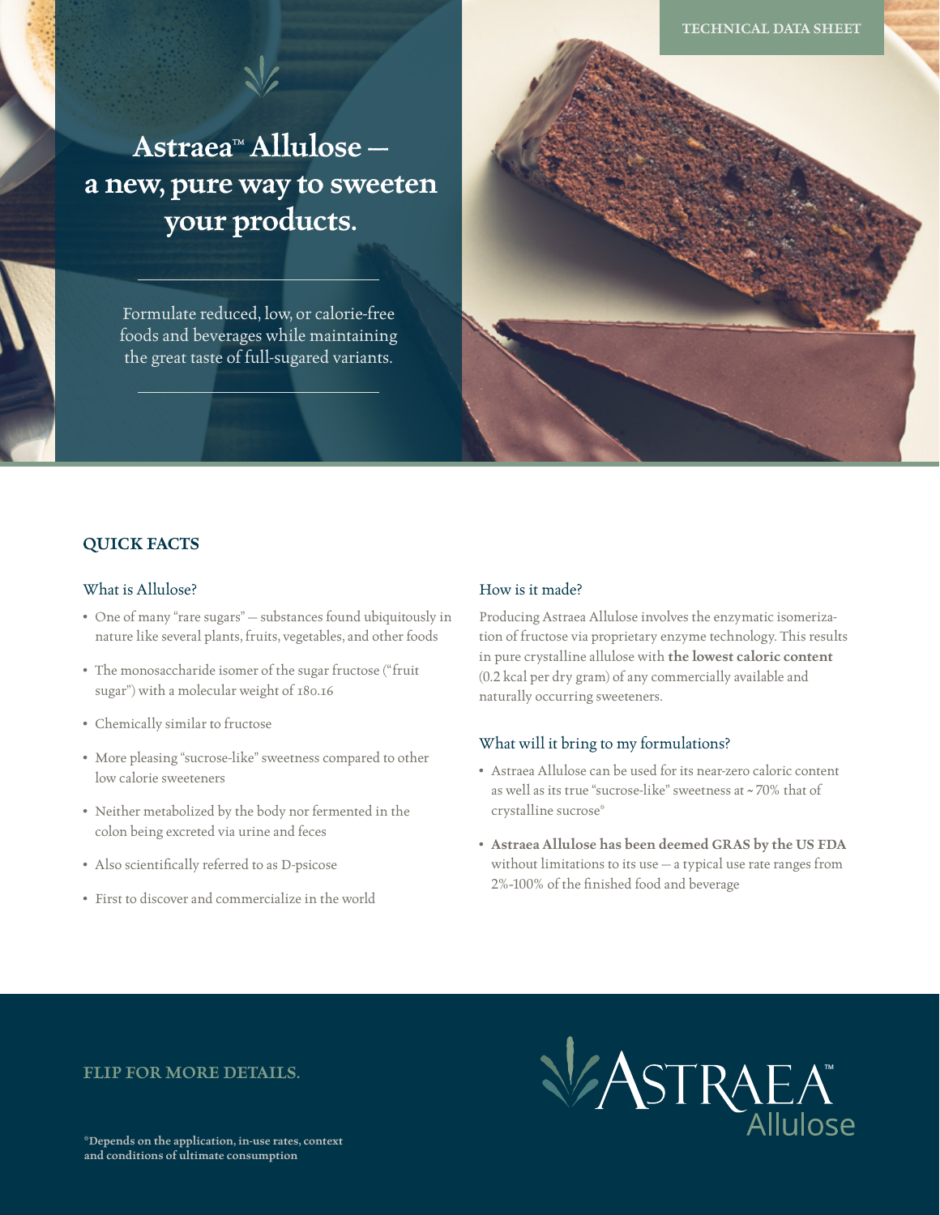TECHNICAL DATA SHEET

# Astraea™ Allulose — a new, pure way to sweeten your products.

Formulate reduced, low, or calorie-free foods and beverages while maintaining the great taste of full-sugared variants.

## QUICK FACTS

### What is Allulose?

- One of many "rare sugars" — substances found ubiquitously in nature like several plants, fruits, vegetables, and other foods
- The monosaccharide isomer of the sugar fructose ("fruit sugar") with a molecular weight of 180.16
- Chemically similar to fructose
- More pleasing "sucrose-like" sweetness compared to other low calorie sweeteners
- Neither metabolized by the body nor fermented in the colon being excreted via urine and feces
- Also scientifically referred to as D-psicose
- First to discover and commercialize in the world

### How is it made?

Producing Astraea Allulose involves the enzymatic isomerization of fructose via proprietary enzyme technology. This results in pure crystalline allulose with **the lowest caloric content** (0.2 kcal per dry gram) of any commercially available and naturally occurring sweeteners.

### What will it bring to my formulations?

- Astraea Allulose can be used for its near-zero caloric content as well as its true "sucrose-like" sweetness at ~ 70% that of crystalline sucrose*
- **Astraea Allulose has been deemed GRAS by the US FDA** without limitations to its use — a typical use rate ranges from 2%-100% of the finished food and beverage

FLIP FOR MORE DETAILS.

ASTRAEA™ Allulose

***Depends on the application, in-use rates, context and conditions of ultimate consumption**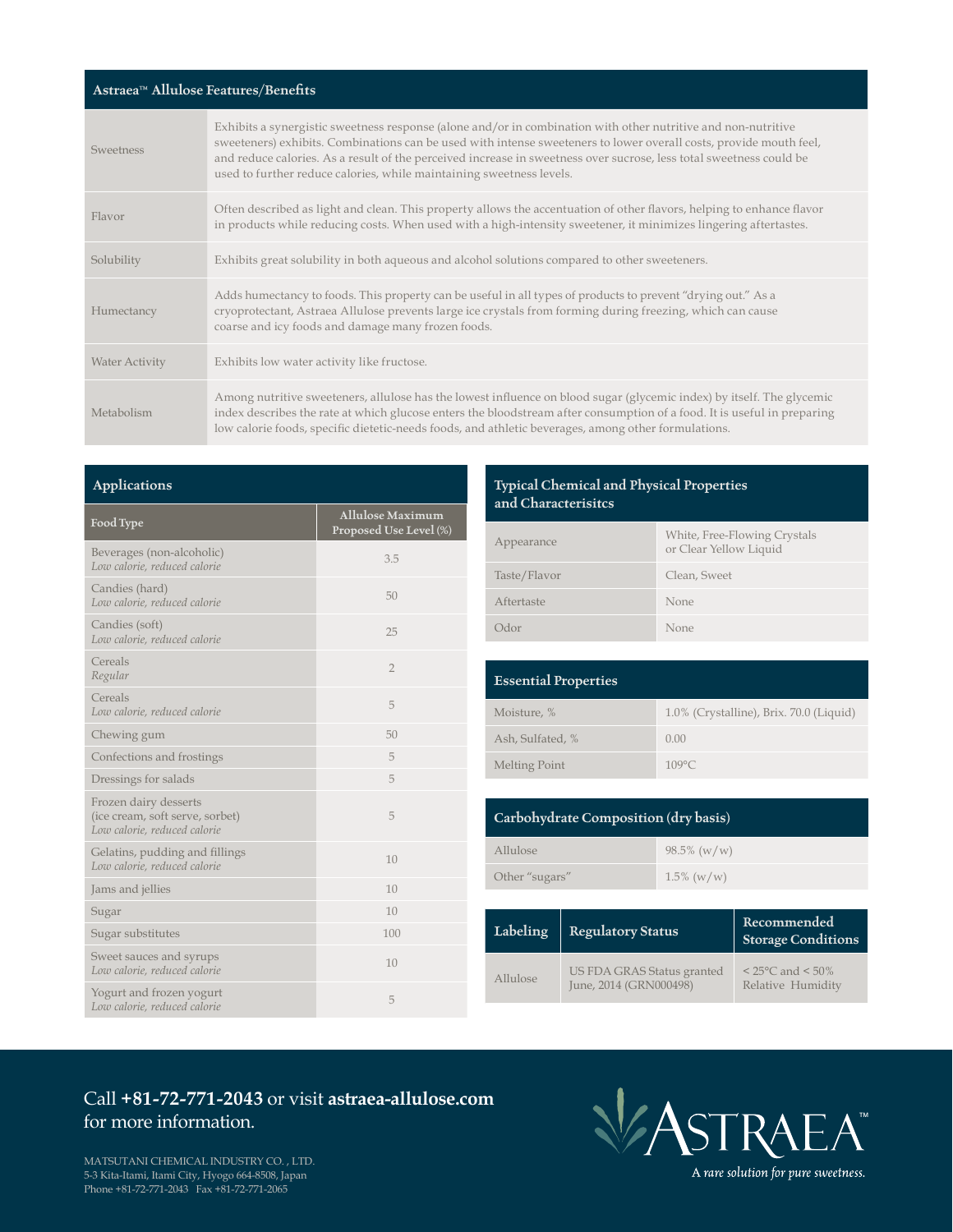## Astraea™ Allulose Features/Benefits

| | |
|---|---|
| Sweetness | Exhibits a synergistic sweetness response (alone and/or in combination with other nutritive and non-nutritive sweeteners) exhibits. Combinations can be used with intense sweeteners to lower overall costs, provide mouth feel, and reduce calories. As a result of the perceived increase in sweetness over sucrose, less total sweetness could be used to further reduce calories, while maintaining sweetness levels. |
| Flavor | Often described as light and clean. This property allows the accentuation of other flavors, helping to enhance flavor in products while reducing costs. When used with a high-intensity sweetener, it minimizes lingering aftertastes. |
| Solubility | Exhibits great solubility in both aqueous and alcohol solutions compared to other sweeteners. |
| Humectancy | Adds humectancy to foods. This property can be useful in all types of products to prevent "drying out." As a cryoprotectant, Astraea Allulose prevents large ice crystals from forming during freezing, which can cause coarse and icy foods and damage many frozen foods. |
| Water Activity | Exhibits low water activity like fructose. |
| Metabolism | Among nutritive sweeteners, allulose has the lowest influence on blood sugar (glycemic index) by itself. The glycemic index describes the rate at which glucose enters the bloodstream after consumption of a food. It is useful in preparing low calorie foods, specific dietetic-needs foods, and athletic beverages, among other formulations. |

## Applications

| Food Type | Allulose Maximum Proposed Use Level (%) |
|---|---|
| Beverages (non-alcoholic) *Low calorie, reduced calorie* | 3.5 |
| Candies (hard) *Low calorie, reduced calorie* | 50 |
| Candies (soft) *Low calorie, reduced calorie* | 25 |
| Cereals *Regular* | 2 |
| Cereals *Low calorie, reduced calorie* | 5 |
| Chewing gum | 50 |
| Confections and frostings | 5 |
| Dressings for salads | 5 |
| Frozen dairy desserts (ice cream, soft serve, sorbet) *Low calorie, reduced calorie* | 5 |
| Gelatins, pudding and fillings *Low calorie, reduced calorie* | 10 |
| Jams and jellies | 10 |
| Sugar | 10 |
| Sugar substitutes | 100 |
| Sweet sauces and syrups *Low calorie, reduced calorie* | 10 |
| Yogurt and frozen yogurt *Low calorie, reduced calorie* | 5 |

## Typical Chemical and Physical Properties and Characterisitcs

| | |
|---|---|
| Appearance | White, Free-Flowing Crystals or Clear Yellow Liquid |
| Taste/Flavor | Clean, Sweet |
| Aftertaste | None |
| Odor | None |

## Essential Properties

| | |
|---|---|
| Moisture, % | 1.0% (Crystalline), Brix. 70.0 (Liquid) |
| Ash, Sulfated, % | 0.00 |
| Melting Point | 109°C |

## Carbohydrate Composition (dry basis)

| | |
|---|---|
| Allulose | 98.5% (w/w) |
| Other "sugars" | 1.5% (w/w) |

| Labeling | Regulatory Status | Recommended Storage Conditions |
|---|---|---|
| Allulose | US FDA GRAS Status granted June, 2014 (GRN000498) | < 25°C and < 50% Relative Humidity |

Call **+81-72-771-2043** or visit **astraea-allulose.com** for more information.

MATSUTANI CHEMICAL INDUSTRY CO. , LTD.
5-3 Kita-Itami, Itami City, Hyogo 664-8508, Japan
Phone +81-72-771-2043 Fax +81-72-771-2065

ASTRAEA™
A rare solution for pure sweetness.